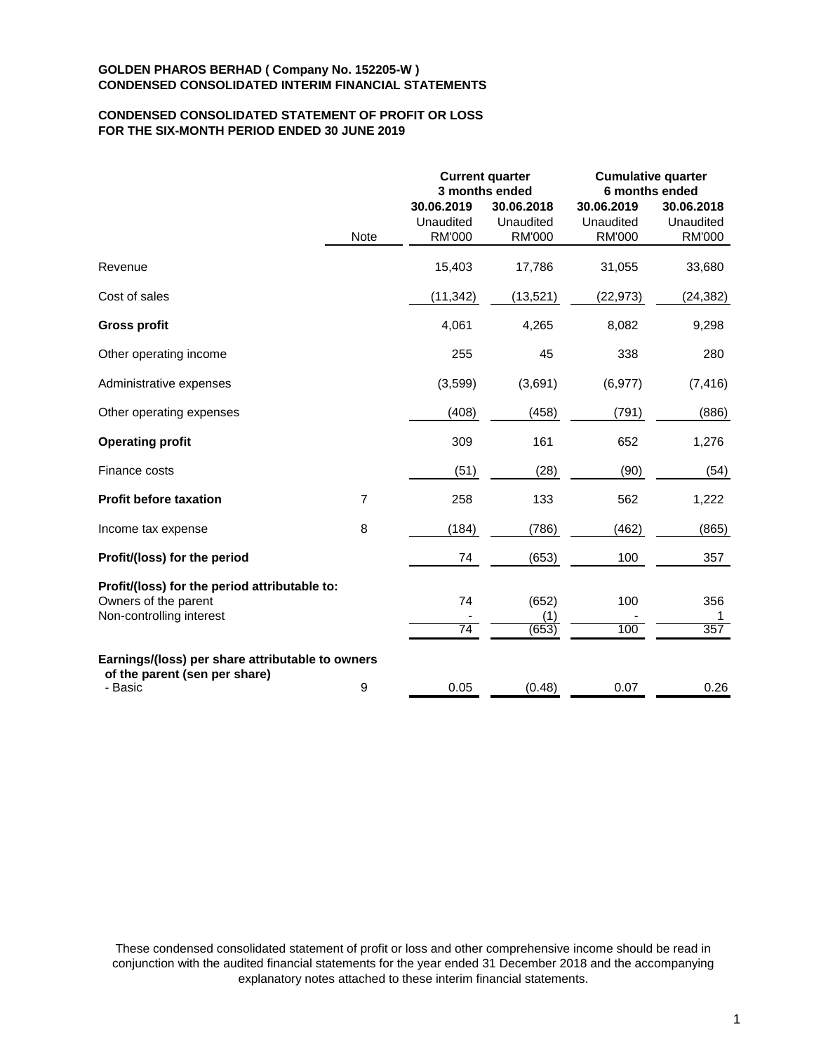**GOLDEN PHAROS BERHAD ( Company No. 152205-W )**
**CONDENSED CONSOLIDATED INTERIM FINANCIAL STATEMENTS**

**CONDENSED CONSOLIDATED STATEMENT OF PROFIT OR LOSS**
**FOR THE SIX-MONTH PERIOD ENDED 30 JUNE 2019**

| | | Current quarter 3 months ended | | Cumulative quarter 6 months ended | |
|---|---|---|---|---|---|
| | Note | 30.06.2019 Unaudited RM'000 | 30.06.2018 Unaudited RM'000 | 30.06.2019 Unaudited RM'000 | 30.06.2018 Unaudited RM'000 |
| Revenue | | 15,403 | 17,786 | 31,055 | 33,680 |
| Cost of sales | | (11,342) | (13,521) | (22,973) | (24,382) |
| **Gross profit** | | 4,061 | 4,265 | 8,082 | 9,298 |
| Other operating income | | 255 | 45 | 338 | 280 |
| Administrative expenses | | (3,599) | (3,691) | (6,977) | (7,416) |
| Other operating expenses | | (408) | (458) | (791) | (886) |
| **Operating profit** | | 309 | 161 | 652 | 1,276 |
| Finance costs | | (51) | (28) | (90) | (54) |
| **Profit before taxation** | 7 | 258 | 133 | 562 | 1,222 |
| Income tax expense | 8 | (184) | (786) | (462) | (865) |
| **Profit/(loss) for the period** | | 74 | (653) | 100 | 357 |
| **Profit/(loss) for the period attributable to:** | | | | | |
| Owners of the parent | | 74 | (652) | 100 | 356 |
| Non-controlling interest | | - | (1) | - | 1 |
| | | 74 | (653) | 100 | 357 |
| **Earnings/(loss) per share attributable to owners of the parent (sen per share)** | | | | | |
| - Basic | 9 | 0.05 | (0.48) | 0.07 | 0.26 |

These condensed consolidated statement of profit or loss and other comprehensive income should be read in conjunction with the audited financial statements for the year ended 31 December 2018 and the accompanying explanatory notes attached to these interim financial statements.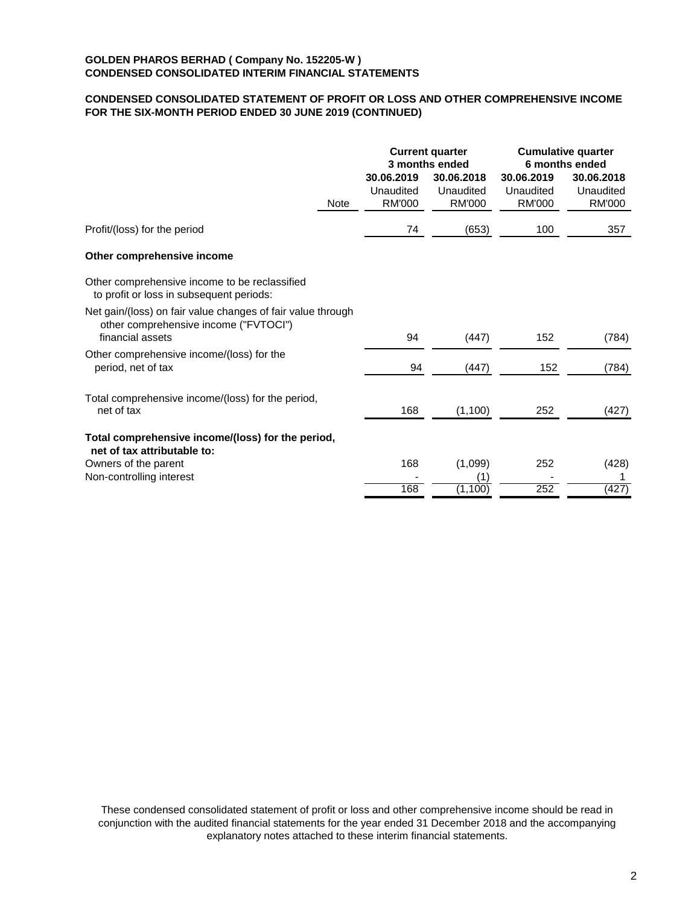**GOLDEN PHAROS BERHAD ( Company No. 152205-W )**
**CONDENSED CONSOLIDATED INTERIM FINANCIAL STATEMENTS**

**CONDENSED CONSOLIDATED STATEMENT OF PROFIT OR LOSS AND OTHER COMPREHENSIVE INCOME FOR THE SIX-MONTH PERIOD ENDED 30 JUNE 2019 (CONTINUED)**

| | Note | Current quarter 3 months ended | | Cumulative quarter 6 months ended | |
|---|---|---|---|---|---|
| | | 30.06.2019 Unaudited RM'000 | 30.06.2018 Unaudited RM'000 | 30.06.2019 Unaudited RM'000 | 30.06.2018 Unaudited RM'000 |
| Profit/(loss) for the period | | 74 | (653) | 100 | 357 |
| **Other comprehensive income** | | | | | |
| Other comprehensive income to be reclassified to profit or loss in subsequent periods: | | | | | |
| Net gain/(loss) on fair value changes of fair value through other comprehensive income ("FVTOCI") financial assets | | 94 | (447) | 152 | (784) |
| Other comprehensive income/(loss) for the period, net of tax | | 94 | (447) | 152 | (784) |
| Total comprehensive income/(loss) for the period, net of tax | | 168 | (1,100) | 252 | (427) |
| **Total comprehensive income/(loss) for the period, net of tax attributable to:** | | | | | |
| Owners of the parent | | 168 | (1,099) | 252 | (428) |
| Non-controlling interest | | - | (1) | - | 1 |
| | | 168 | (1,100) | 252 | (427) |

These condensed consolidated statement of profit or loss and other comprehensive income should be read in conjunction with the audited financial statements for the year ended 31 December 2018 and the accompanying explanatory notes attached to these interim financial statements.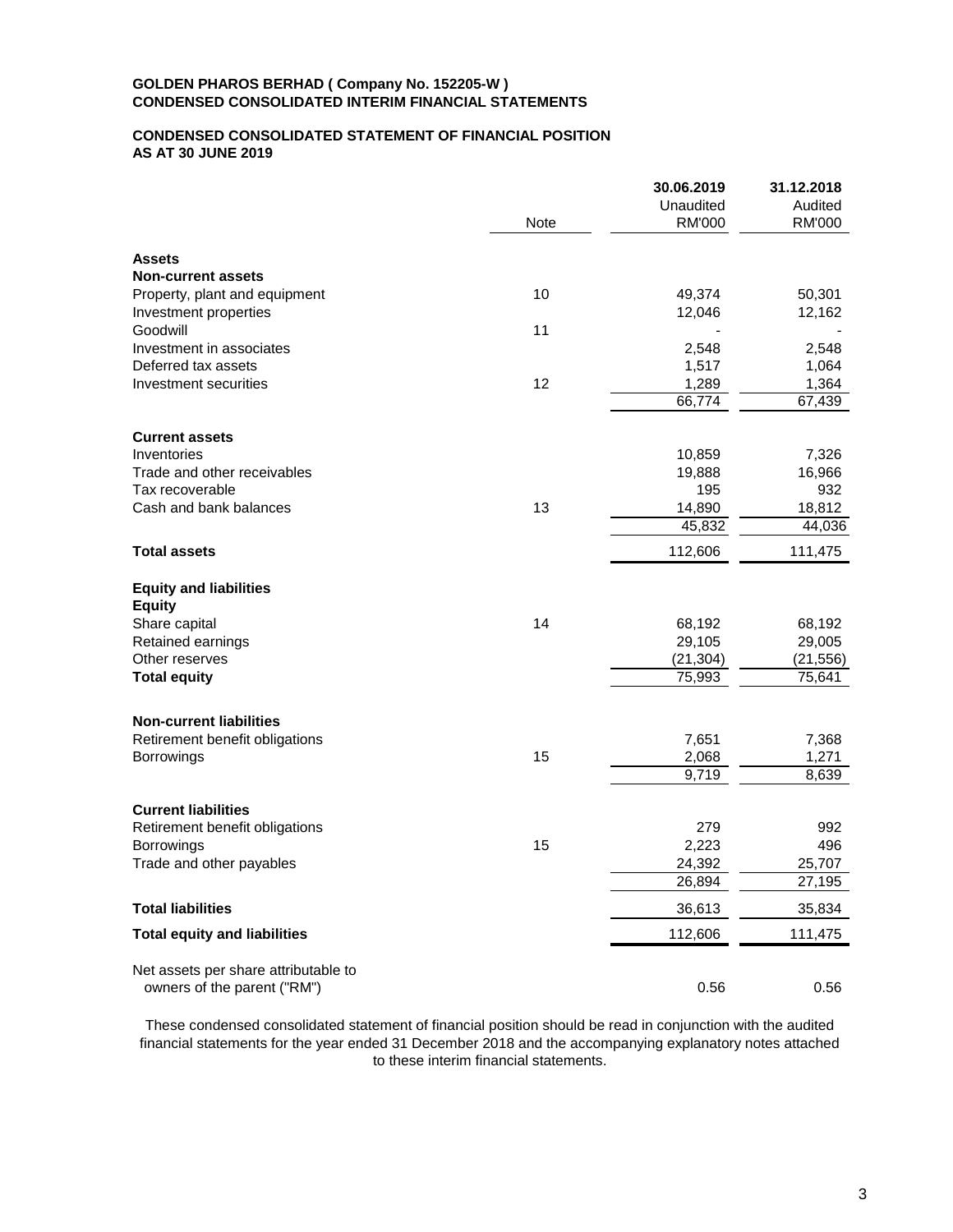**GOLDEN PHAROS BERHAD ( Company No. 152205-W )**
**CONDENSED CONSOLIDATED INTERIM FINANCIAL STATEMENTS**

## CONDENSED CONSOLIDATED STATEMENT OF FINANCIAL POSITION AS AT 30 JUNE 2019

| | Note | 30.06.2019 Unaudited RM'000 | 31.12.2018 Audited RM'000 |
|---|---|---|---|
| **Assets** | | | |
| **Non-current assets** | | | |
| Property, plant and equipment | 10 | 49,374 | 50,301 |
| Investment properties | | 12,046 | 12,162 |
| Goodwill | 11 | - | - |
| Investment in associates | | 2,548 | 2,548 |
| Deferred tax assets | | 1,517 | 1,064 |
| Investment securities | 12 | 1,289 | 1,364 |
| | | 66,774 | 67,439 |
| **Current assets** | | | |
| Inventories | | 10,859 | 7,326 |
| Trade and other receivables | | 19,888 | 16,966 |
| Tax recoverable | | 195 | 932 |
| Cash and bank balances | 13 | 14,890 | 18,812 |
| | | 45,832 | 44,036 |
| **Total assets** | | 112,606 | 111,475 |
| **Equity and liabilities** | | | |
| **Equity** | | | |
| Share capital | 14 | 68,192 | 68,192 |
| Retained earnings | | 29,105 | 29,005 |
| Other reserves | | (21,304) | (21,556) |
| **Total equity** | | 75,993 | 75,641 |
| **Non-current liabilities** | | | |
| Retirement benefit obligations | | 7,651 | 7,368 |
| Borrowings | 15 | 2,068 | 1,271 |
| | | 9,719 | 8,639 |
| **Current liabilities** | | | |
| Retirement benefit obligations | | 279 | 992 |
| Borrowings | 15 | 2,223 | 496 |
| Trade and other payables | | 24,392 | 25,707 |
| | | 26,894 | 27,195 |
| **Total liabilities** | | 36,613 | 35,834 |
| **Total equity and liabilities** | | 112,606 | 111,475 |
| Net assets per share attributable to owners of the parent ("RM") | | 0.56 | 0.56 |

These condensed consolidated statement of financial position should be read in conjunction with the audited financial statements for the year ended 31 December 2018 and the accompanying explanatory notes attached to these interim financial statements.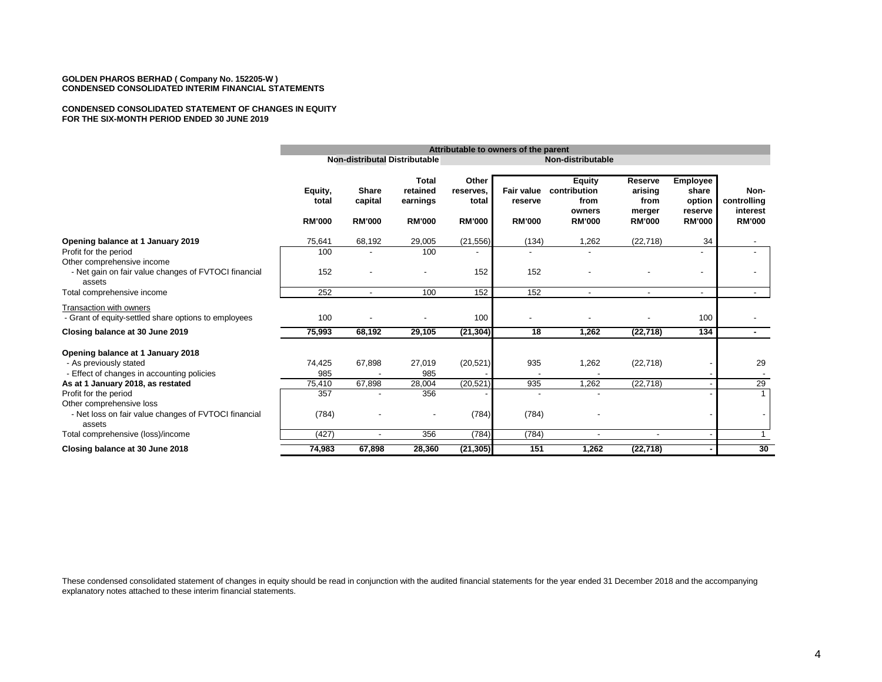**GOLDEN PHAROS BERHAD ( Company No. 152205-W )**
**CONDENSED CONSOLIDATED INTERIM FINANCIAL STATEMENTS**

**CONDENSED CONSOLIDATED STATEMENT OF CHANGES IN EQUITY**
**FOR THE SIX-MONTH PERIOD ENDED 30 JUNE 2019**

| | Attributable to owners of the parent | | | | | | | | |
|---|---|---|---|---|---|---|---|---|---|
| | | Non-distributable | Distributable | Non-distributable | | | | | |
| | Equity, total | Share capital | Total retained earnings | Other reserves, total | Fair value reserve | Equity contribution from owners | Reserve arising from merger | Employee share option reserve | Non-controlling interest |
| | RM'000 | RM'000 | RM'000 | RM'000 | RM'000 | RM'000 | RM'000 | RM'000 | RM'000 |
| **Opening balance at 1 January 2019** | 75,641 | 68,192 | 29,005 | (21,556) | (134) | 1,262 | (22,718) | 34 | - |
| Profit for the period | 100 | - | 100 | - | - | - | | - | - |
| Other comprehensive income | | | | | | | | | |
| - Net gain on fair value changes of FVTOCI financial assets | 152 | - | - | 152 | 152 | - | - | - | - |
| Total comprehensive income | 252 | - | 100 | 152 | 152 | - | - | - | - |
| Transaction with owners | | | | | | | | | |
| - Grant of equity-settled share options to employees | 100 | - | - | 100 | - | - | - | 100 | - |
| **Closing balance at 30 June 2019** | **75,993** | **68,192** | **29,105** | **(21,304)** | **18** | **1,262** | **(22,718)** | **134** | **-** |
| **Opening balance at 1 January 2018** | | | | | | | | | |
| - As previously stated | 74,425 | 67,898 | 27,019 | (20,521) | 935 | 1,262 | (22,718) | - | 29 |
| - Effect of changes in accounting policies | 985 | - | 985 | - | - | - | | - | - |
| **As at 1 January 2018, as restated** | 75,410 | 67,898 | 28,004 | (20,521) | 935 | 1,262 | (22,718) | - | 29 |
| Profit for the period | 357 | - | 356 | - | - | - | | - | 1 |
| Other comprehensive loss | | | | | | | | | |
| - Net loss on fair value changes of FVTOCI financial assets | (784) | - | - | (784) | (784) | - | | - | - |
| Total comprehensive (loss)/income | (427) | - | 356 | (784) | (784) | - | - | - | 1 |
| **Closing balance at 30 June 2018** | **74,983** | **67,898** | **28,360** | **(21,305)** | **151** | **1,262** | **(22,718)** | **-** | **30** |

These condensed consolidated statement of changes in equity should be read in conjunction with the audited financial statements for the year ended 31 December 2018 and the accompanying explanatory notes attached to these interim financial statements.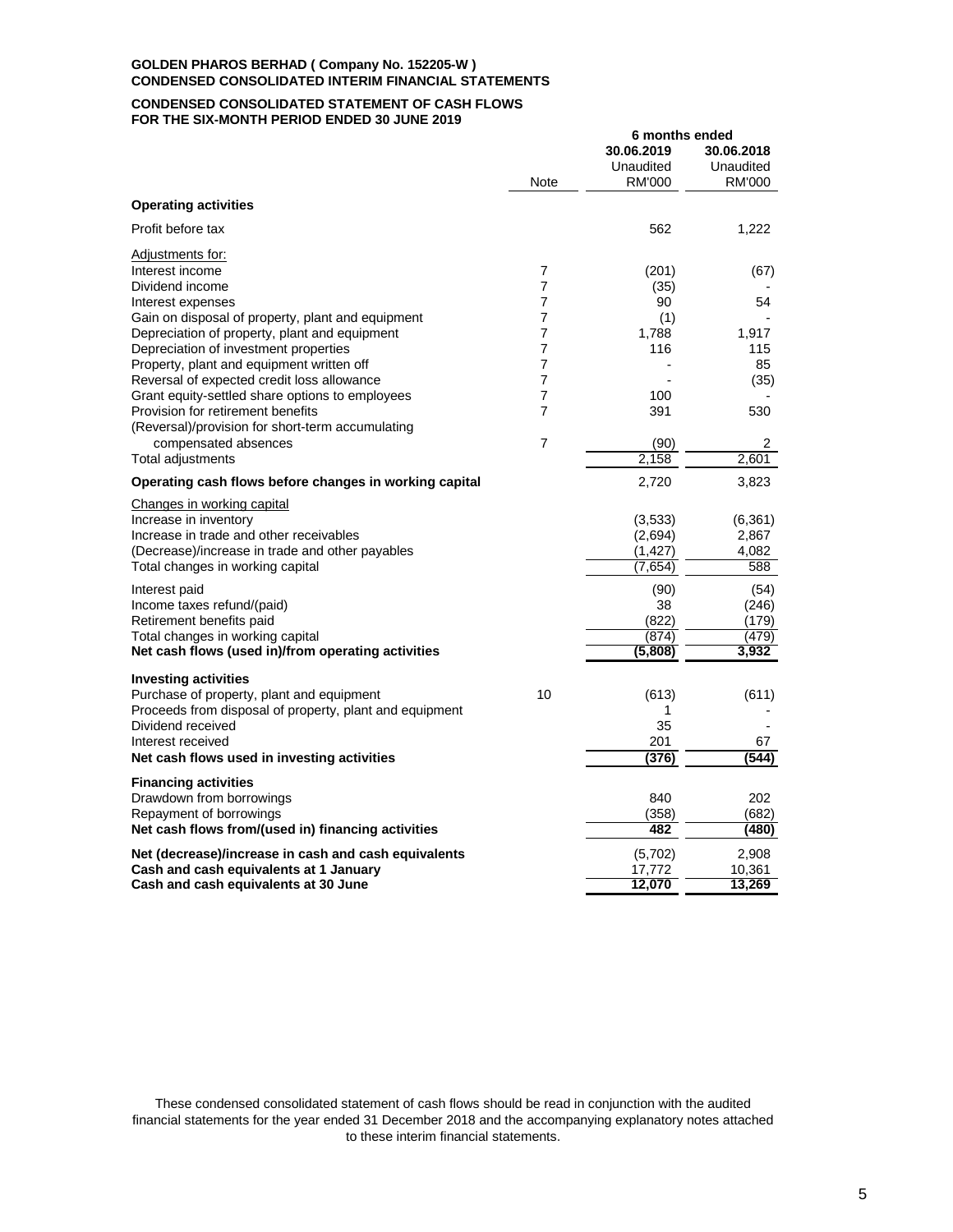**GOLDEN PHAROS BERHAD ( Company No. 152205-W )**
**CONDENSED CONSOLIDATED INTERIM FINANCIAL STATEMENTS**

**CONDENSED CONSOLIDATED STATEMENT OF CASH FLOWS**
**FOR THE SIX-MONTH PERIOD ENDED 30 JUNE 2019**

| | Note | 6 months ended 30.06.2019 Unaudited RM'000 | 30.06.2018 Unaudited RM'000 |
|---|---|---|---|
| **Operating activities** | | | |
| Profit before tax | | 562 | 1,222 |
| Adjustments for: | | | |
| Interest income | 7 | (201) | (67) |
| Dividend income | 7 | (35) | - |
| Interest expenses | 7 | 90 | 54 |
| Gain on disposal of property, plant and equipment | 7 | (1) | - |
| Depreciation of property, plant and equipment | 7 | 1,788 | 1,917 |
| Depreciation of investment properties | 7 | 116 | 115 |
| Property, plant and equipment written off | 7 | - | 85 |
| Reversal of expected credit loss allowance | 7 | - | (35) |
| Grant equity-settled share options to employees | 7 | 100 | - |
| Provision for retirement benefits | 7 | 391 | 530 |
| (Reversal)/provision for short-term accumulating compensated absences | 7 | (90) | 2 |
| Total adjustments | | 2,158 | 2,601 |
| **Operating cash flows before changes in working capital** | | 2,720 | 3,823 |
| Changes in working capital | | | |
| Increase in inventory | | (3,533) | (6,361) |
| Increase in trade and other receivables | | (2,694) | 2,867 |
| (Decrease)/increase in trade and other payables | | (1,427) | 4,082 |
| Total changes in working capital | | (7,654) | 588 |
| Interest paid | | (90) | (54) |
| Income taxes refund/(paid) | | 38 | (246) |
| Retirement benefits paid | | (822) | (179) |
| Total changes in working capital | | (874) | (479) |
| **Net cash flows (used in)/from operating activities** | | **(5,808)** | **3,932** |
| **Investing activities** | | | |
| Purchase of property, plant and equipment | 10 | (613) | (611) |
| Proceeds from disposal of property, plant and equipment | | 1 | - |
| Dividend received | | 35 | - |
| Interest received | | 201 | 67 |
| **Net cash flows used in investing activities** | | **(376)** | **(544)** |
| **Financing activities** | | | |
| Drawdown from borrowings | | 840 | 202 |
| Repayment of borrowings | | (358) | (682) |
| **Net cash flows from/(used in) financing activities** | | **482** | **(480)** |
| **Net (decrease)/increase in cash and cash equivalents** | | (5,702) | 2,908 |
| **Cash and cash equivalents at 1 January** | | 17,772 | 10,361 |
| **Cash and cash equivalents at 30 June** | | **12,070** | **13,269** |

These condensed consolidated statement of cash flows should be read in conjunction with the audited financial statements for the year ended 31 December 2018 and the accompanying explanatory notes attached to these interim financial statements.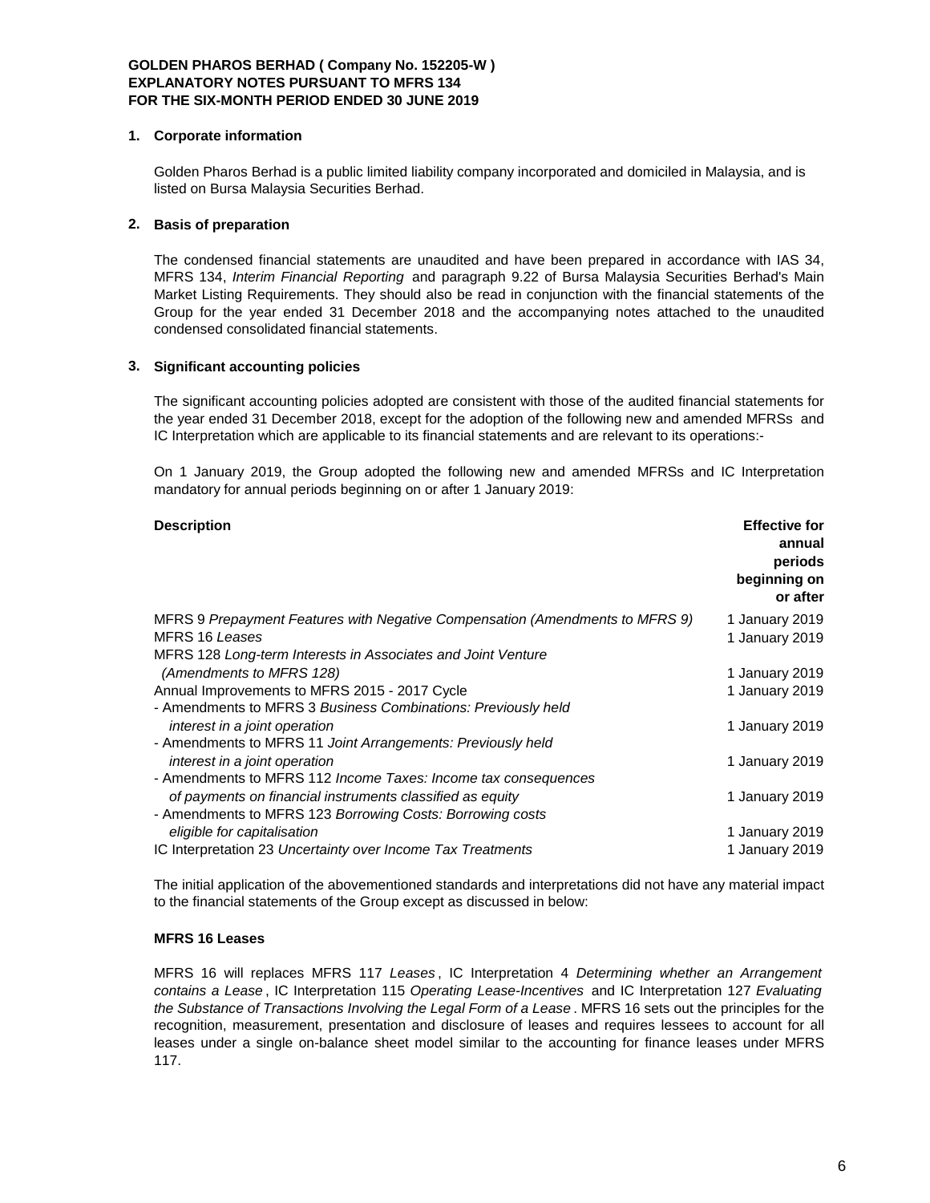**GOLDEN PHAROS BERHAD ( Company No. 152205-W )**
**EXPLANATORY NOTES PURSUANT TO MFRS 134**
**FOR THE SIX-MONTH PERIOD ENDED 30 JUNE 2019**

## 1. Corporate information

Golden Pharos Berhad is a public limited liability company incorporated and domiciled in Malaysia, and is listed on Bursa Malaysia Securities Berhad.

## 2. Basis of preparation

The condensed financial statements are unaudited and have been prepared in accordance with IAS 34, MFRS 134, *Interim Financial Reporting* and paragraph 9.22 of Bursa Malaysia Securities Berhad's Main Market Listing Requirements. They should also be read in conjunction with the financial statements of the Group for the year ended 31 December 2018 and the accompanying notes attached to the unaudited condensed consolidated financial statements.

## 3. Significant accounting policies

The significant accounting policies adopted are consistent with those of the audited financial statements for the year ended 31 December 2018, except for the adoption of the following new and amended MFRSs and IC Interpretation which are applicable to its financial statements and are relevant to its operations:-

On 1 January 2019, the Group adopted the following new and amended MFRSs and IC Interpretation mandatory for annual periods beginning on or after 1 January 2019:

| Description | Effective for annual periods beginning on or after |
|---|---|
| MFRS 9 *Prepayment Features with Negative Compensation (Amendments to MFRS 9)* | 1 January 2019 |
| MFRS 16 *Leases* | 1 January 2019 |
| MFRS 128 *Long-term Interests in Associates and Joint Venture (Amendments to MFRS 128)* | 1 January 2019 |
| Annual Improvements to MFRS 2015 - 2017 Cycle | 1 January 2019 |
| - Amendments to MFRS 3 *Business Combinations: Previously held interest in a joint operation* | 1 January 2019 |
| - Amendments to MFRS 11 *Joint Arrangements: Previously held interest in a joint operation* | 1 January 2019 |
| - Amendments to MFRS 112 *Income Taxes: Income tax consequences of payments on financial instruments classified as equity* | 1 January 2019 |
| - Amendments to MFRS 123 *Borrowing Costs: Borrowing costs eligible for capitalisation* | 1 January 2019 |
| IC Interpretation 23 *Uncertainty over Income Tax Treatments* | 1 January 2019 |

The initial application of the abovementioned standards and interpretations did not have any material impact to the financial statements of the Group except as discussed in below:

**MFRS 16 Leases**

MFRS 16 will replaces MFRS 117 *Leases*, IC Interpretation 4 *Determining whether an Arrangement contains a Lease*, IC Interpretation 115 *Operating Lease-Incentives* and IC Interpretation 127 *Evaluating the Substance of Transactions Involving the Legal Form of a Lease*. MFRS 16 sets out the principles for the recognition, measurement, presentation and disclosure of leases and requires lessees to account for all leases under a single on-balance sheet model similar to the accounting for finance leases under MFRS 117.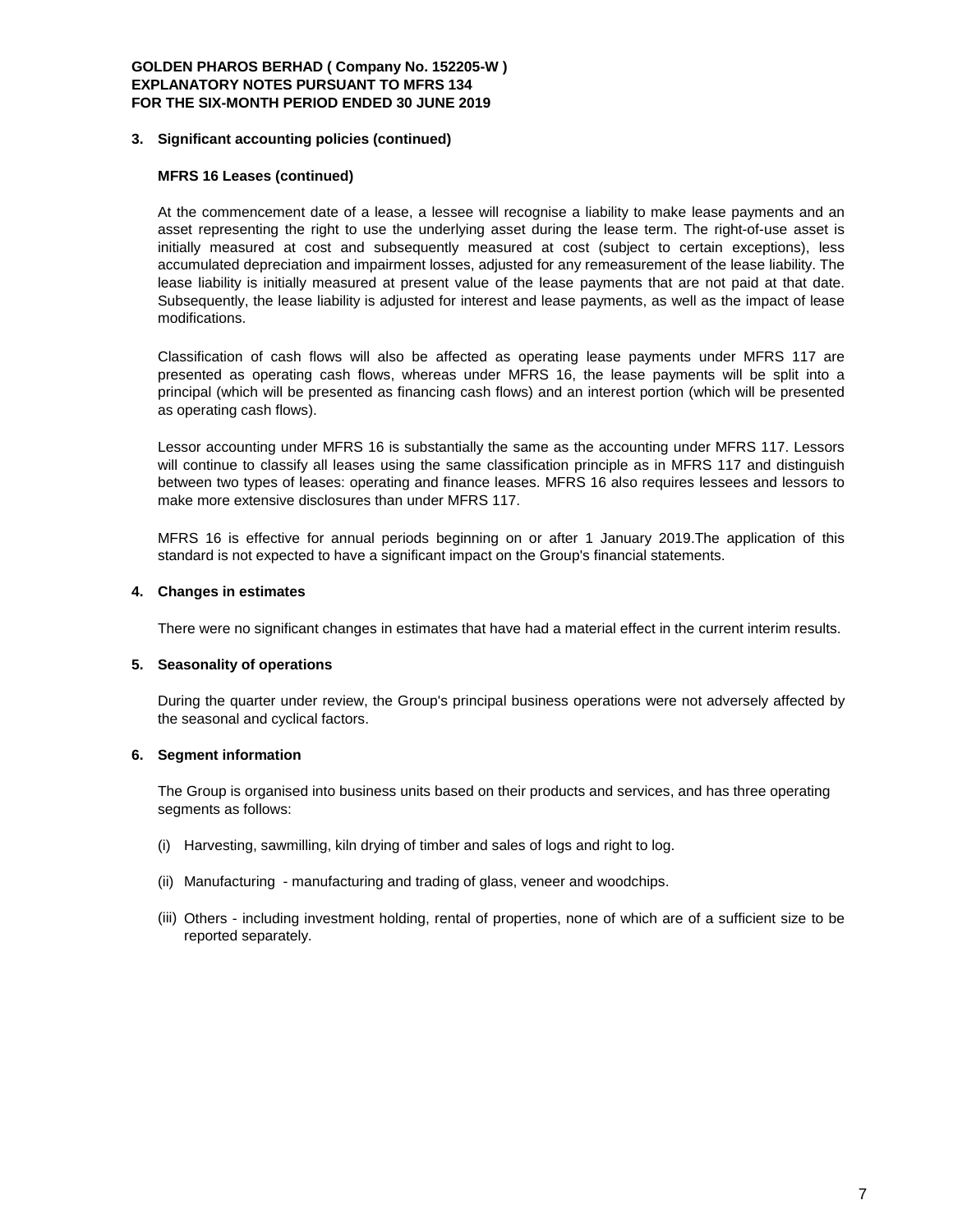### 3. Significant accounting policies (continued)

**MFRS 16 Leases (continued)**

At the commencement date of a lease, a lessee will recognise a liability to make lease payments and an asset representing the right to use the underlying asset during the lease term. The right-of-use asset is initially measured at cost and subsequently measured at cost (subject to certain exceptions), less accumulated depreciation and impairment losses, adjusted for any remeasurement of the lease liability. The lease liability is initially measured at present value of the lease payments that are not paid at that date. Subsequently, the lease liability is adjusted for interest and lease payments, as well as the impact of lease modifications.

Classification of cash flows will also be affected as operating lease payments under MFRS 117 are presented as operating cash flows, whereas under MFRS 16, the lease payments will be split into a principal (which will be presented as financing cash flows) and an interest portion (which will be presented as operating cash flows).

Lessor accounting under MFRS 16 is substantially the same as the accounting under MFRS 117. Lessors will continue to classify all leases using the same classification principle as in MFRS 117 and distinguish between two types of leases: operating and finance leases. MFRS 16 also requires lessees and lessors to make more extensive disclosures than under MFRS 117.

MFRS 16 is effective for annual periods beginning on or after 1 January 2019.The application of this standard is not expected to have a significant impact on the Group's financial statements.

### 4. Changes in estimates

There were no significant changes in estimates that have had a material effect in the current interim results.

### 5. Seasonality of operations

During the quarter under review, the Group's principal business operations were not adversely affected by the seasonal and cyclical factors.

### 6. Segment information

The Group is organised into business units based on their products and services, and has three operating segments as follows:

(i) Harvesting, sawmilling, kiln drying of timber and sales of logs and right to log.

(ii) Manufacturing - manufacturing and trading of glass, veneer and woodchips.

(iii) Others - including investment holding, rental of properties, none of which are of a sufficient size to be reported separately.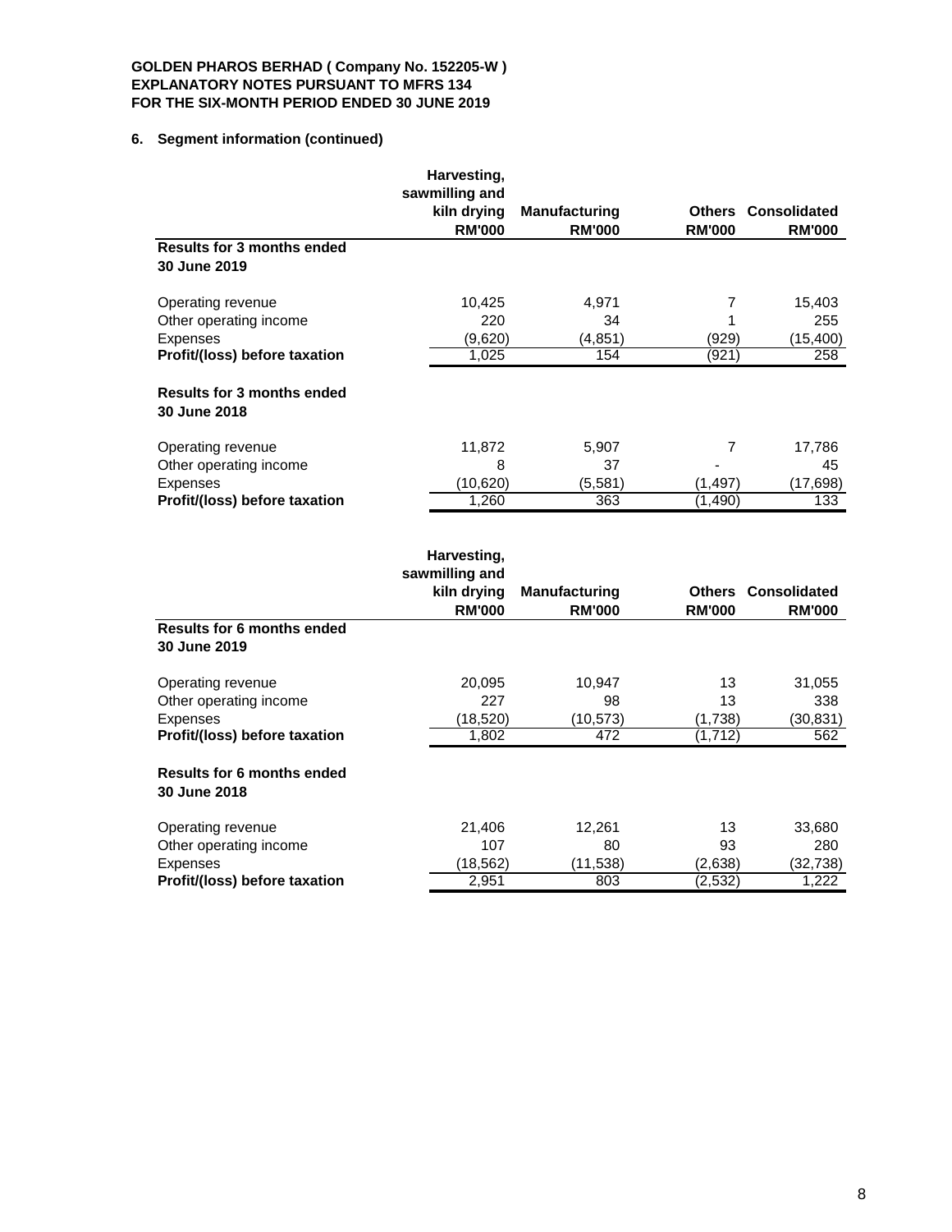**GOLDEN PHAROS BERHAD ( Company No. 152205-W )**
**EXPLANATORY NOTES PURSUANT TO MFRS 134**
**FOR THE SIX-MONTH PERIOD ENDED 30 JUNE 2019**

**6. Segment information (continued)**

| | Harvesting, sawmilling and kiln drying RM'000 | Manufacturing RM'000 | Others RM'000 | Consolidated RM'000 |
|---|---|---|---|---|
| **Results for 3 months ended 30 June 2019** | | | | |
| Operating revenue | 10,425 | 4,971 | 7 | 15,403 |
| Other operating income | 220 | 34 | 1 | 255 |
| Expenses | (9,620) | (4,851) | (929) | (15,400) |
| **Profit/(loss) before taxation** | 1,025 | 154 | (921) | 258 |
| **Results for 3 months ended 30 June 2018** | | | | |
| Operating revenue | 11,872 | 5,907 | 7 | 17,786 |
| Other operating income | 8 | 37 | - | 45 |
| Expenses | (10,620) | (5,581) | (1,497) | (17,698) |
| **Profit/(loss) before taxation** | 1,260 | 363 | (1,490) | 133 |

| | Harvesting, sawmilling and kiln drying RM'000 | Manufacturing RM'000 | Others RM'000 | Consolidated RM'000 |
|---|---|---|---|---|
| **Results for 6 months ended 30 June 2019** | | | | |
| Operating revenue | 20,095 | 10,947 | 13 | 31,055 |
| Other operating income | 227 | 98 | 13 | 338 |
| Expenses | (18,520) | (10,573) | (1,738) | (30,831) |
| **Profit/(loss) before taxation** | 1,802 | 472 | (1,712) | 562 |
| **Results for 6 months ended 30 June 2018** | | | | |
| Operating revenue | 21,406 | 12,261 | 13 | 33,680 |
| Other operating income | 107 | 80 | 93 | 280 |
| Expenses | (18,562) | (11,538) | (2,638) | (32,738) |
| **Profit/(loss) before taxation** | 2,951 | 803 | (2,532) | 1,222 |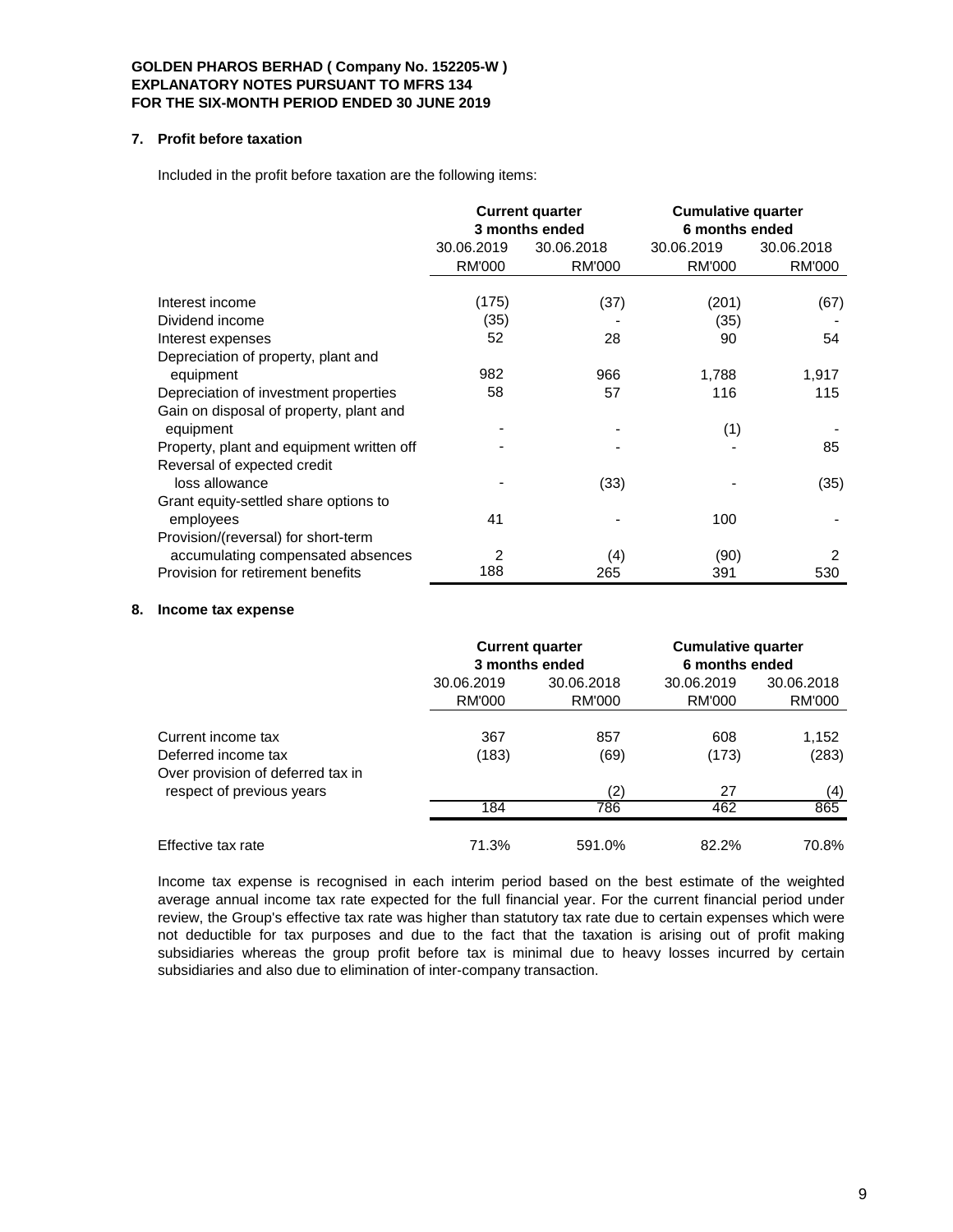**GOLDEN PHAROS BERHAD ( Company No. 152205-W )**
**EXPLANATORY NOTES PURSUANT TO MFRS 134**
**FOR THE SIX-MONTH PERIOD ENDED 30 JUNE 2019**

## 7. Profit before taxation

Included in the profit before taxation are the following items:

| | **Current quarter 3 months ended** | | **Cumulative quarter 6 months ended** | |
|---|---|---|---|---|
| | 30.06.2019 | 30.06.2018 | 30.06.2019 | 30.06.2018 |
| | RM'000 | RM'000 | RM'000 | RM'000 |
| Interest income | (175) | (37) | (201) | (67) |
| Dividend income | (35) | - | (35) | - |
| Interest expenses | 52 | 28 | 90 | 54 |
| Depreciation of property, plant and equipment | 982 | 966 | 1,788 | 1,917 |
| Depreciation of investment properties | 58 | 57 | 116 | 115 |
| Gain on disposal of property, plant and equipment | - | - | (1) | - |
| Property, plant and equipment written off | - | - | - | 85 |
| Reversal of expected credit loss allowance | - | (33) | - | (35) |
| Grant equity-settled share options to employees | 41 | - | 100 | - |
| Provision/(reversal) for short-term accumulating compensated absences | 2 | (4) | (90) | 2 |
| Provision for retirement benefits | 188 | 265 | 391 | 530 |

## 8. Income tax expense

| | **Current quarter 3 months ended** | | **Cumulative quarter 6 months ended** | |
|---|---|---|---|---|
| | 30.06.2019 | 30.06.2018 | 30.06.2019 | 30.06.2018 |
| | RM'000 | RM'000 | RM'000 | RM'000 |
| Current income tax | 367 | 857 | 608 | 1,152 |
| Deferred income tax | (183) | (69) | (173) | (283) |
| Over provision of deferred tax in respect of previous years | | (2) | 27 | (4) |
| | 184 | 786 | 462 | 865 |
| Effective tax rate | 71.3% | 591.0% | 82.2% | 70.8% |

Income tax expense is recognised in each interim period based on the best estimate of the weighted average annual income tax rate expected for the full financial year. For the current financial period under review, the Group's effective tax rate was higher than statutory tax rate due to certain expenses which were not deductible for tax purposes and due to the fact that the taxation is arising out of profit making subsidiaries whereas the group profit before tax is minimal due to heavy losses incurred by certain subsidiaries and also due to elimination of inter-company transaction.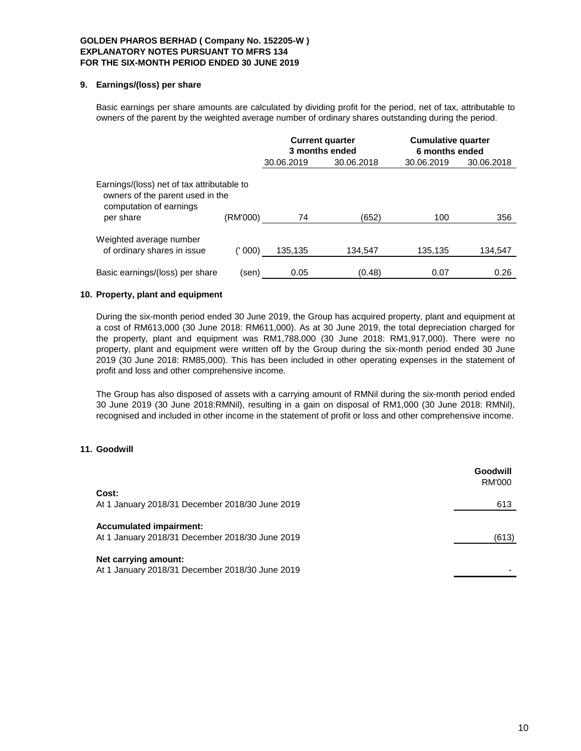**GOLDEN PHAROS BERHAD ( Company No. 152205-W )**
**EXPLANATORY NOTES PURSUANT TO MFRS 134**
**FOR THE SIX-MONTH PERIOD ENDED 30 JUNE 2019**

## 9. Earnings/(loss) per share

Basic earnings per share amounts are calculated by dividing profit for the period, net of tax, attributable to owners of the parent by the weighted average number of ordinary shares outstanding during the period.

| | | Current quarter 3 months ended | | Cumulative quarter 6 months ended | |
|---|---|---|---|---|---|
| | | 30.06.2019 | 30.06.2018 | 30.06.2019 | 30.06.2018 |
| Earnings/(loss) net of tax attributable to owners of the parent used in the computation of earnings per share | (RM'000) | 74 | (652) | 100 | 356 |
| Weighted average number of ordinary shares in issue | (' 000) | 135,135 | 134,547 | 135,135 | 134,547 |
| Basic earnings/(loss) per share | (sen) | 0.05 | (0.48) | 0.07 | 0.26 |

## 10. Property, plant and equipment

During the six-month period ended 30 June 2019, the Group has acquired property, plant and equipment at a cost of RM613,000 (30 June 2018: RM611,000). As at 30 June 2019, the total depreciation charged for the property, plant and equipment was RM1,788,000 (30 June 2018: RM1,917,000). There were no property, plant and equipment were written off by the Group during the six-month period ended 30 June 2019 (30 June 2018: RM85,000). This has been included in other operating expenses in the statement of profit and loss and other comprehensive income.

The Group has also disposed of assets with a carrying amount of RMNil during the six-month period ended 30 June 2019 (30 June 2018:RMNil), resulting in a gain on disposal of RM1,000 (30 June 2018: RMNil), recognised and included in other income in the statement of profit or loss and other comprehensive income.

## 11. Goodwill

| | Goodwill RM'000 |
|---|---|
| **Cost:** | |
| At 1 January 2018/31 December 2018/30 June 2019 | 613 |
| **Accumulated impairment:** | |
| At 1 January 2018/31 December 2018/30 June 2019 | (613) |
| **Net carrying amount:** | |
| At 1 January 2018/31 December 2018/30 June 2019 | - |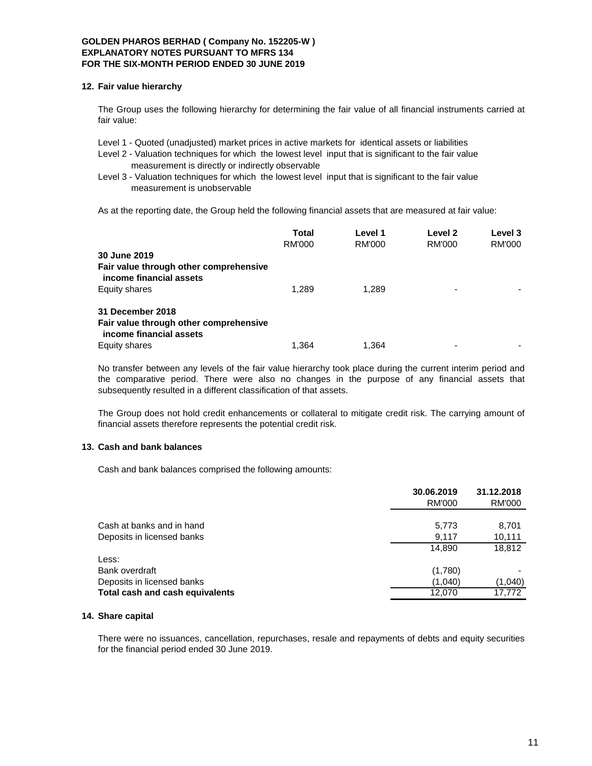**GOLDEN PHAROS BERHAD ( Company No. 152205-W )**
**EXPLANATORY NOTES PURSUANT TO MFRS 134**
**FOR THE SIX-MONTH PERIOD ENDED 30 JUNE 2019**

## 12. Fair value hierarchy

The Group uses the following hierarchy for determining the fair value of all financial instruments carried at fair value:

Level 1 - Quoted (unadjusted) market prices in active markets for identical assets or liabilities
Level 2 - Valuation techniques for which the lowest level input that is significant to the fair value measurement is directly or indirectly observable
Level 3 - Valuation techniques for which the lowest level input that is significant to the fair value measurement is unobservable

As at the reporting date, the Group held the following financial assets that are measured at fair value:

| | Total RM'000 | Level 1 RM'000 | Level 2 RM'000 | Level 3 RM'000 |
|---|---|---|---|---|
| **30 June 2019** | | | | |
| **Fair value through other comprehensive income financial assets** | | | | |
| Equity shares | 1,289 | 1,289 | - | - |
| **31 December 2018** | | | | |
| **Fair value through other comprehensive income financial assets** | | | | |
| Equity shares | 1,364 | 1,364 | - | - |

No transfer between any levels of the fair value hierarchy took place during the current interim period and the comparative period. There were also no changes in the purpose of any financial assets that subsequently resulted in a different classification of that assets.

The Group does not hold credit enhancements or collateral to mitigate credit risk. The carrying amount of financial assets therefore represents the potential credit risk.

## 13. Cash and bank balances

Cash and bank balances comprised the following amounts:

| | 30.06.2019 RM'000 | 31.12.2018 RM'000 |
|---|---|---|
| Cash at banks and in hand | 5,773 | 8,701 |
| Deposits in licensed banks | 9,117 | 10,111 |
| | 14,890 | 18,812 |
| Less: | | |
| Bank overdraft | (1,780) | - |
| Deposits in licensed banks | (1,040) | (1,040) |
| **Total cash and cash equivalents** | 12,070 | 17,772 |

## 14. Share capital

There were no issuances, cancellation, repurchases, resale and repayments of debts and equity securities for the financial period ended 30 June 2019.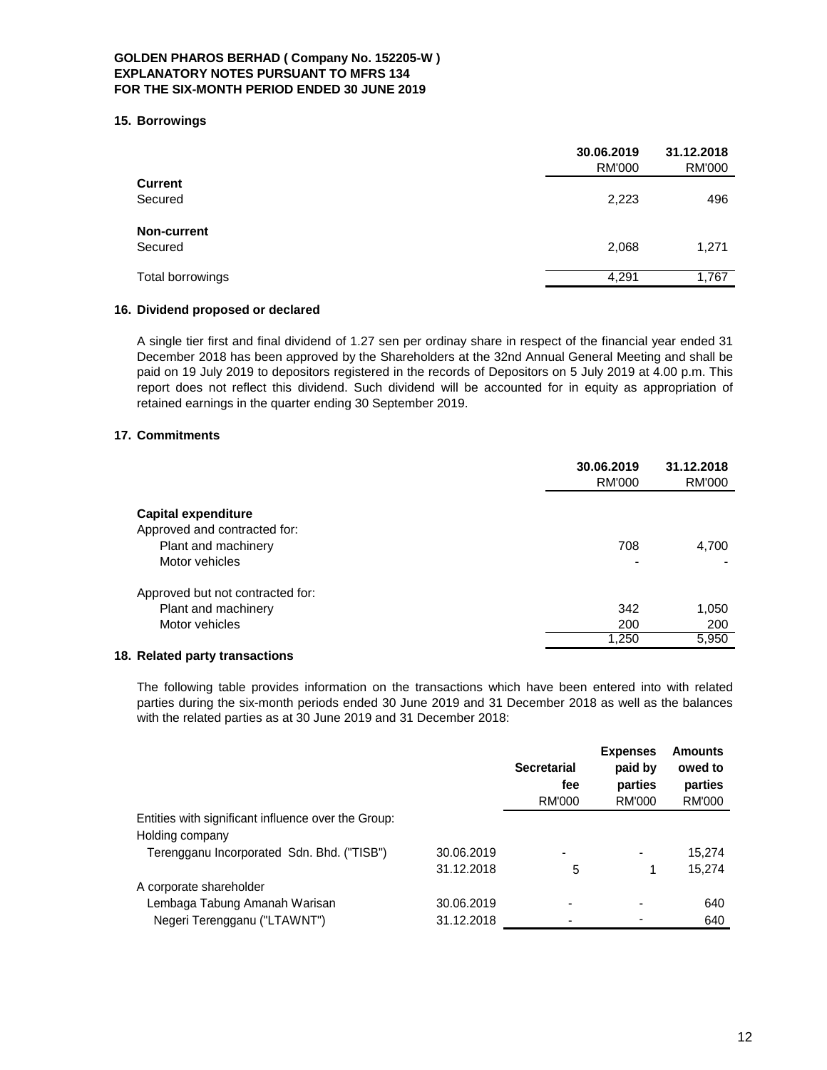**GOLDEN PHAROS BERHAD ( Company No. 152205-W )**
**EXPLANATORY NOTES PURSUANT TO MFRS 134**
**FOR THE SIX-MONTH PERIOD ENDED 30 JUNE 2019**

## 15. Borrowings

| | 30.06.2019 RM'000 | 31.12.2018 RM'000 |
|---|---|---|
| **Current** | | |
| Secured | 2,223 | 496 |
| **Non-current** | | |
| Secured | 2,068 | 1,271 |
| Total borrowings | 4,291 | 1,767 |

## 16. Dividend proposed or declared

A single tier first and final dividend of 1.27 sen per ordinay share in respect of the financial year ended 31 December 2018 has been approved by the Shareholders at the 32nd Annual General Meeting and shall be paid on 19 July 2019 to depositors registered in the records of Depositors on 5 July 2019 at 4.00 p.m. This report does not reflect this dividend. Such dividend will be accounted for in equity as appropriation of retained earnings in the quarter ending 30 September 2019.

## 17. Commitments

| | 30.06.2019 RM'000 | 31.12.2018 RM'000 |
|---|---|---|
| **Capital expenditure** | | |
| Approved and contracted for: | | |
| Plant and machinery | 708 | 4,700 |
| Motor vehicles | - | - |
| Approved but not contracted for: | | |
| Plant and machinery | 342 | 1,050 |
| Motor vehicles | 200 | 200 |
| | 1,250 | 5,950 |

## 18. Related party transactions

The following table provides information on the transactions which have been entered into with related parties during the six-month periods ended 30 June 2019 and 31 December 2018 as well as the balances with the related parties as at 30 June 2019 and 31 December 2018:

| | | Secretarial fee RM'000 | Expenses paid by parties RM'000 | Amounts owed to parties RM'000 |
|---|---|---|---|---|
| Entities with significant influence over the Group: | | | | |
| Holding company | | | | |
| Terengganu Incorporated Sdn. Bhd. ("TISB") | 30.06.2019 | - | - | 15,274 |
| | 31.12.2018 | 5 | 1 | 15,274 |
| A corporate shareholder | | | | |
| Lembaga Tabung Amanah Warisan | 30.06.2019 | - | - | 640 |
| Negeri Terengganu ("LTAWNT") | 31.12.2018 | - | - | 640 |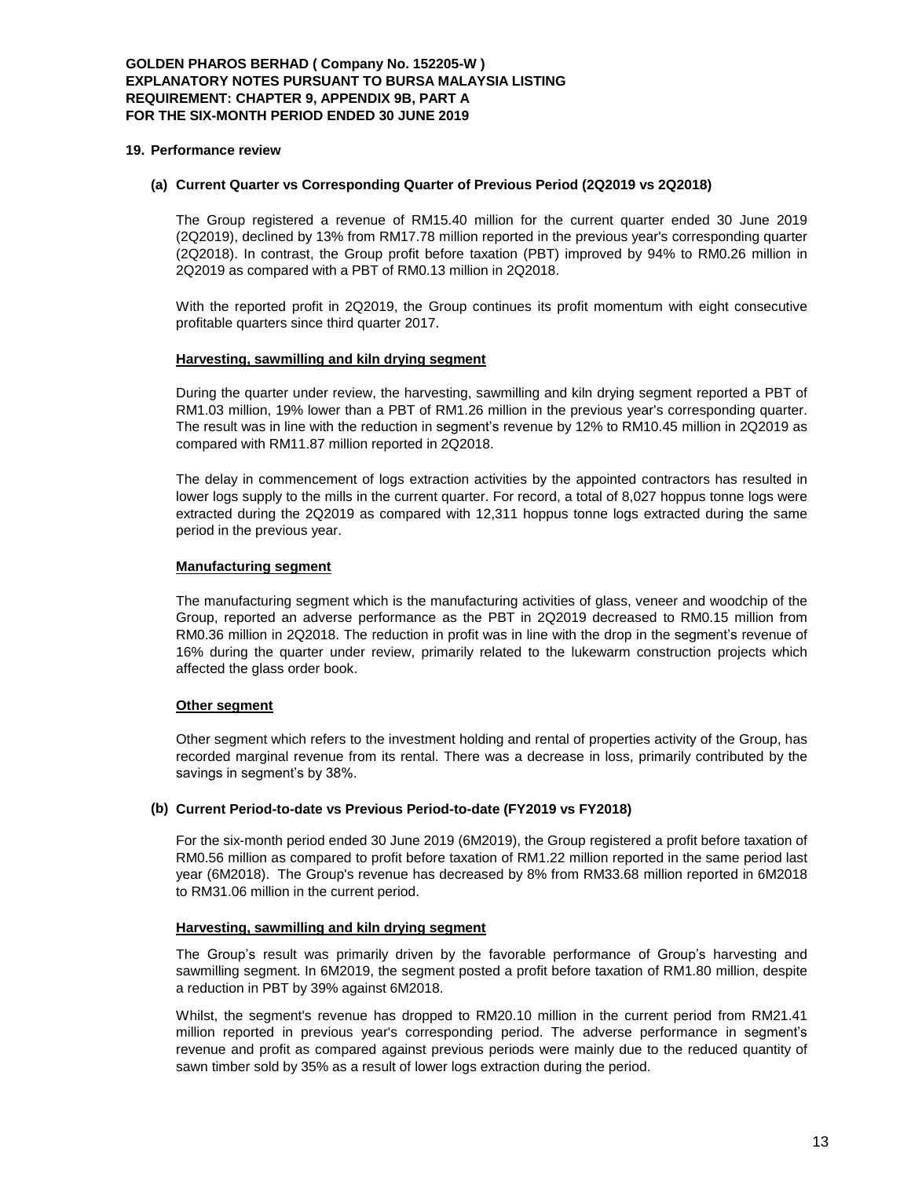## 19. Performance review

### (a) Current Quarter vs Corresponding Quarter of Previous Period (2Q2019 vs 2Q2018)

The Group registered a revenue of RM15.40 million for the current quarter ended 30 June 2019 (2Q2019), declined by 13% from RM17.78 million reported in the previous year's corresponding quarter (2Q2018). In contrast, the Group profit before taxation (PBT) improved by 94% to RM0.26 million in 2Q2019 as compared with a PBT of RM0.13 million in 2Q2018.

With the reported profit in 2Q2019, the Group continues its profit momentum with eight consecutive profitable quarters since third quarter 2017.

**Harvesting, sawmilling and kiln drying segment**

During the quarter under review, the harvesting, sawmilling and kiln drying segment reported a PBT of RM1.03 million, 19% lower than a PBT of RM1.26 million in the previous year's corresponding quarter. The result was in line with the reduction in segment's revenue by 12% to RM10.45 million in 2Q2019 as compared with RM11.87 million reported in 2Q2018.

The delay in commencement of logs extraction activities by the appointed contractors has resulted in lower logs supply to the mills in the current quarter. For record, a total of 8,027 hoppus tonne logs were extracted during the 2Q2019 as compared with 12,311 hoppus tonne logs extracted during the same period in the previous year.

**Manufacturing segment**

The manufacturing segment which is the manufacturing activities of glass, veneer and woodchip of the Group, reported an adverse performance as the PBT in 2Q2019 decreased to RM0.15 million from RM0.36 million in 2Q2018. The reduction in profit was in line with the drop in the segment's revenue of 16% during the quarter under review, primarily related to the lukewarm construction projects which affected the glass order book.

**Other segment**

Other segment which refers to the investment holding and rental of properties activity of the Group, has recorded marginal revenue from its rental. There was a decrease in loss, primarily contributed by the savings in segment's by 38%.

### (b) Current Period-to-date vs Previous Period-to-date (FY2019 vs FY2018)

For the six-month period ended 30 June 2019 (6M2019), the Group registered a profit before taxation of RM0.56 million as compared to profit before taxation of RM1.22 million reported in the same period last year (6M2018). The Group's revenue has decreased by 8% from RM33.68 million reported in 6M2018 to RM31.06 million in the current period.

**Harvesting, sawmilling and kiln drying segment**

The Group's result was primarily driven by the favorable performance of Group's harvesting and sawmilling segment. In 6M2019, the segment posted a profit before taxation of RM1.80 million, despite a reduction in PBT by 39% against 6M2018.

Whilst, the segment's revenue has dropped to RM20.10 million in the current period from RM21.41 million reported in previous year's corresponding period. The adverse performance in segment's revenue and profit as compared against previous periods were mainly due to the reduced quantity of sawn timber sold by 35% as a result of lower logs extraction during the period.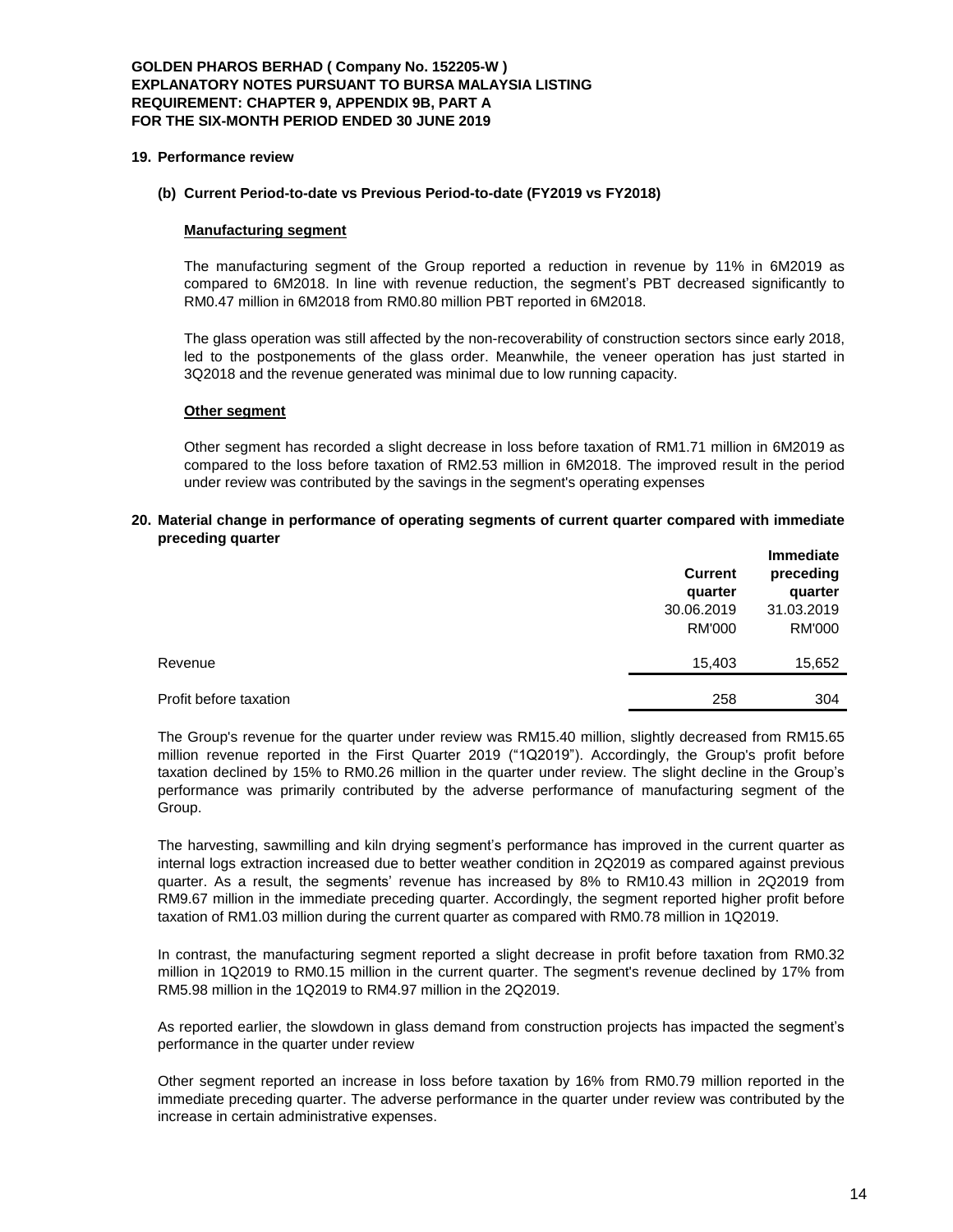**GOLDEN PHAROS BERHAD ( Company No. 152205-W )**
**EXPLANATORY NOTES PURSUANT TO BURSA MALAYSIA LISTING REQUIREMENT: CHAPTER 9, APPENDIX 9B, PART A**
**FOR THE SIX-MONTH PERIOD ENDED 30 JUNE 2019**

## 19. Performance review

### (b) Current Period-to-date vs Previous Period-to-date (FY2019 vs FY2018)

**Manufacturing segment**

The manufacturing segment of the Group reported a reduction in revenue by 11% in 6M2019 as compared to 6M2018. In line with revenue reduction, the segment's PBT decreased significantly to RM0.47 million in 6M2018 from RM0.80 million PBT reported in 6M2018.

The glass operation was still affected by the non-recoverability of construction sectors since early 2018, led to the postponements of the glass order. Meanwhile, the veneer operation has just started in 3Q2018 and the revenue generated was minimal due to low running capacity.

**Other segment**

Other segment has recorded a slight decrease in loss before taxation of RM1.71 million in 6M2019 as compared to the loss before taxation of RM2.53 million in 6M2018. The improved result in the period under review was contributed by the savings in the segment's operating expenses

## 20. Material change in performance of operating segments of current quarter compared with immediate preceding quarter

| | **Current quarter** 30.06.2019 RM'000 | **Immediate preceding quarter** 31.03.2019 RM'000 |
|---|---|---|
| Revenue | 15,403 | 15,652 |
| Profit before taxation | 258 | 304 |

The Group's revenue for the quarter under review was RM15.40 million, slightly decreased from RM15.65 million revenue reported in the First Quarter 2019 ("1Q2019"). Accordingly, the Group's profit before taxation declined by 15% to RM0.26 million in the quarter under review. The slight decline in the Group's performance was primarily contributed by the adverse performance of manufacturing segment of the Group.

The harvesting, sawmilling and kiln drying segment's performance has improved in the current quarter as internal logs extraction increased due to better weather condition in 2Q2019 as compared against previous quarter. As a result, the segments' revenue has increased by 8% to RM10.43 million in 2Q2019 from RM9.67 million in the immediate preceding quarter. Accordingly, the segment reported higher profit before taxation of RM1.03 million during the current quarter as compared with RM0.78 million in 1Q2019.

In contrast, the manufacturing segment reported a slight decrease in profit before taxation from RM0.32 million in 1Q2019 to RM0.15 million in the current quarter. The segment's revenue declined by 17% from RM5.98 million in the 1Q2019 to RM4.97 million in the 2Q2019.

As reported earlier, the slowdown in glass demand from construction projects has impacted the segment's performance in the quarter under review

Other segment reported an increase in loss before taxation by 16% from RM0.79 million reported in the immediate preceding quarter. The adverse performance in the quarter under review was contributed by the increase in certain administrative expenses.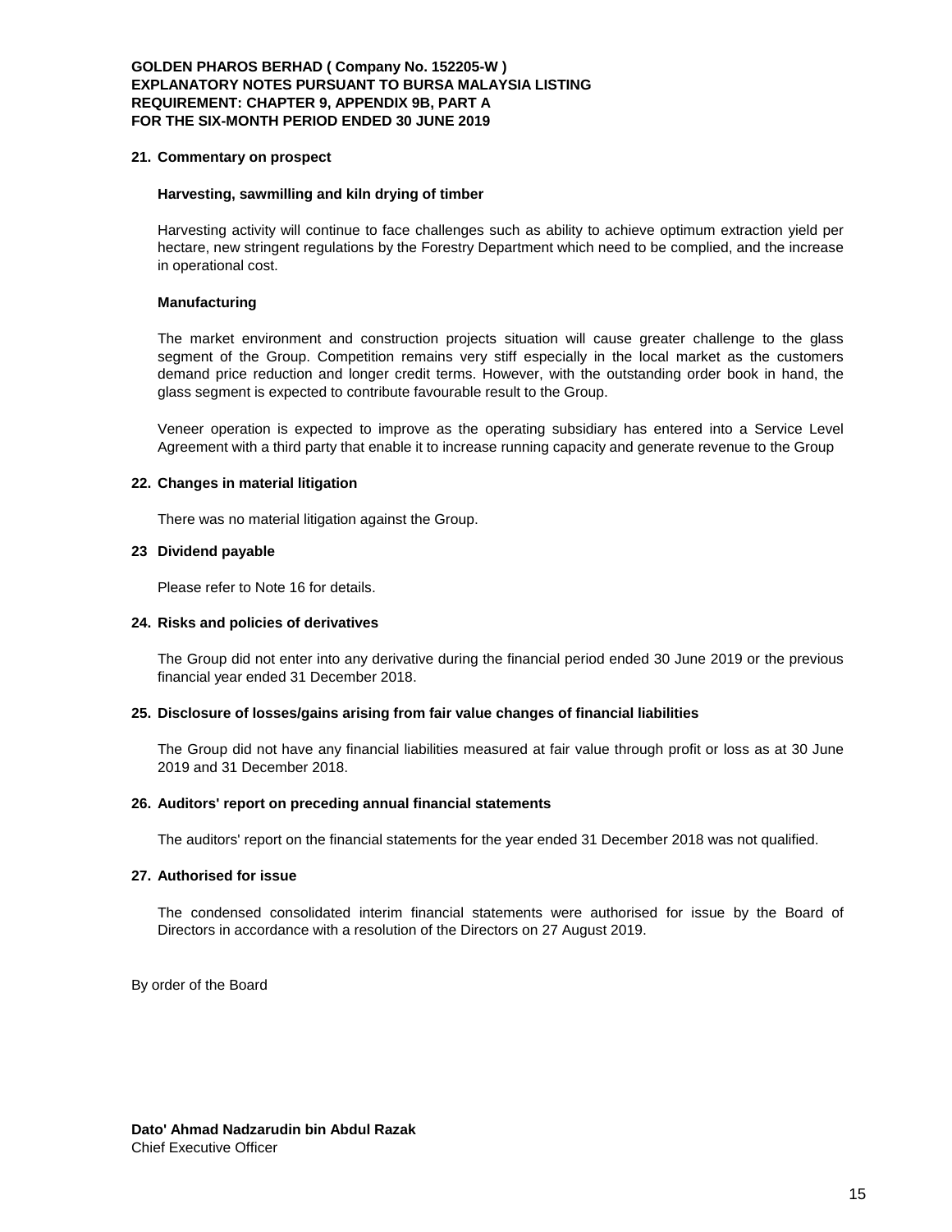GOLDEN PHAROS BERHAD ( Company No. 152205-W )
EXPLANATORY NOTES PURSUANT TO BURSA MALAYSIA LISTING REQUIREMENT: CHAPTER 9, APPENDIX 9B, PART A
FOR THE SIX-MONTH PERIOD ENDED 30 JUNE 2019

## 21. Commentary on prospect

### Harvesting, sawmilling and kiln drying of timber

Harvesting activity will continue to face challenges such as ability to achieve optimum extraction yield per hectare, new stringent regulations by the Forestry Department which need to be complied, and the increase in operational cost.

### Manufacturing

The market environment and construction projects situation will cause greater challenge to the glass segment of the Group. Competition remains very stiff especially in the local market as the customers demand price reduction and longer credit terms. However, with the outstanding order book in hand, the glass segment is expected to contribute favourable result to the Group.

Veneer operation is expected to improve as the operating subsidiary has entered into a Service Level Agreement with a third party that enable it to increase running capacity and generate revenue to the Group

## 22. Changes in material litigation

There was no material litigation against the Group.

## 23 Dividend payable

Please refer to Note 16 for details.

## 24. Risks and policies of derivatives

The Group did not enter into any derivative during the financial period ended 30 June 2019 or the previous financial year ended 31 December 2018.

## 25. Disclosure of losses/gains arising from fair value changes of financial liabilities

The Group did not have any financial liabilities measured at fair value through profit or loss as at 30 June 2019 and 31 December 2018.

## 26. Auditors' report on preceding annual financial statements

The auditors' report on the financial statements for the year ended 31 December 2018 was not qualified.

## 27. Authorised for issue

The condensed consolidated interim financial statements were authorised for issue by the Board of Directors in accordance with a resolution of the Directors on 27 August 2019.

By order of the Board

**Dato' Ahmad Nadzarudin bin Abdul Razak**
Chief Executive Officer